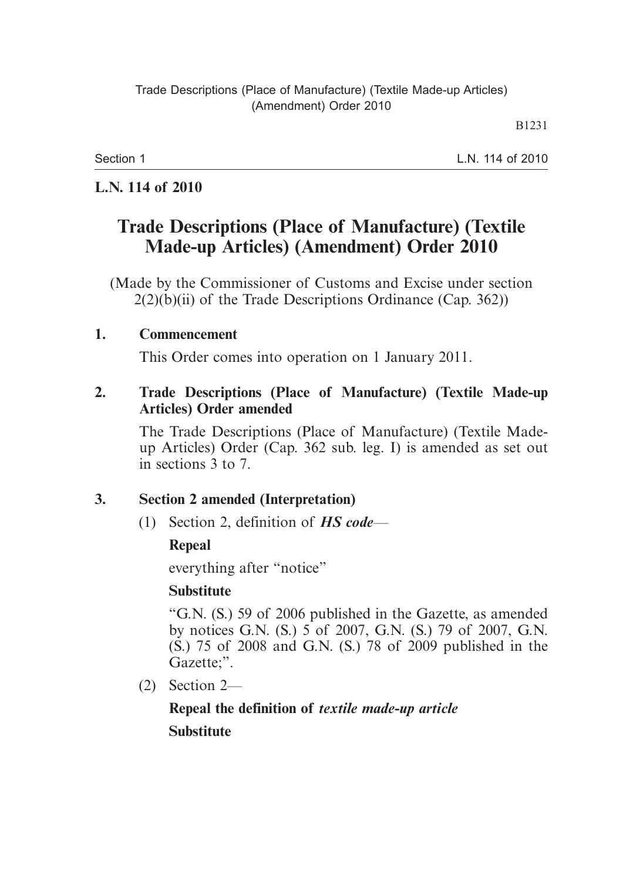**L.N. 114 of 2010**

# Trade Descriptions (Place of Manufacture) (Textile Made-up Articles) (Amendment) Order 2010

(Made by the Commissioner of Customs and Excise under section 2(2)(b)(ii) of the Trade Descriptions Ordinance (Cap. 362))

**1. Commencement**

This Order comes into operation on 1 January 2011.

**2. Trade Descriptions (Place of Manufacture) (Textile Made-up Articles) Order amended**

The Trade Descriptions (Place of Manufacture) (Textile Made-up Articles) Order (Cap. 362 sub. leg. I) is amended as set out in sections 3 to 7.

**3. Section 2 amended (Interpretation)**

(1) Section 2, definition of ***HS code***—

**Repeal**

everything after "notice"

**Substitute**

"G.N. (S.) 59 of 2006 published in the Gazette, as amended by notices G.N. (S.) 5 of 2007, G.N. (S.) 79 of 2007, G.N. (S.) 75 of 2008 and G.N. (S.) 78 of 2009 published in the Gazette;".

(2) Section 2—

**Repeal the definition of *textile made-up article***

**Substitute**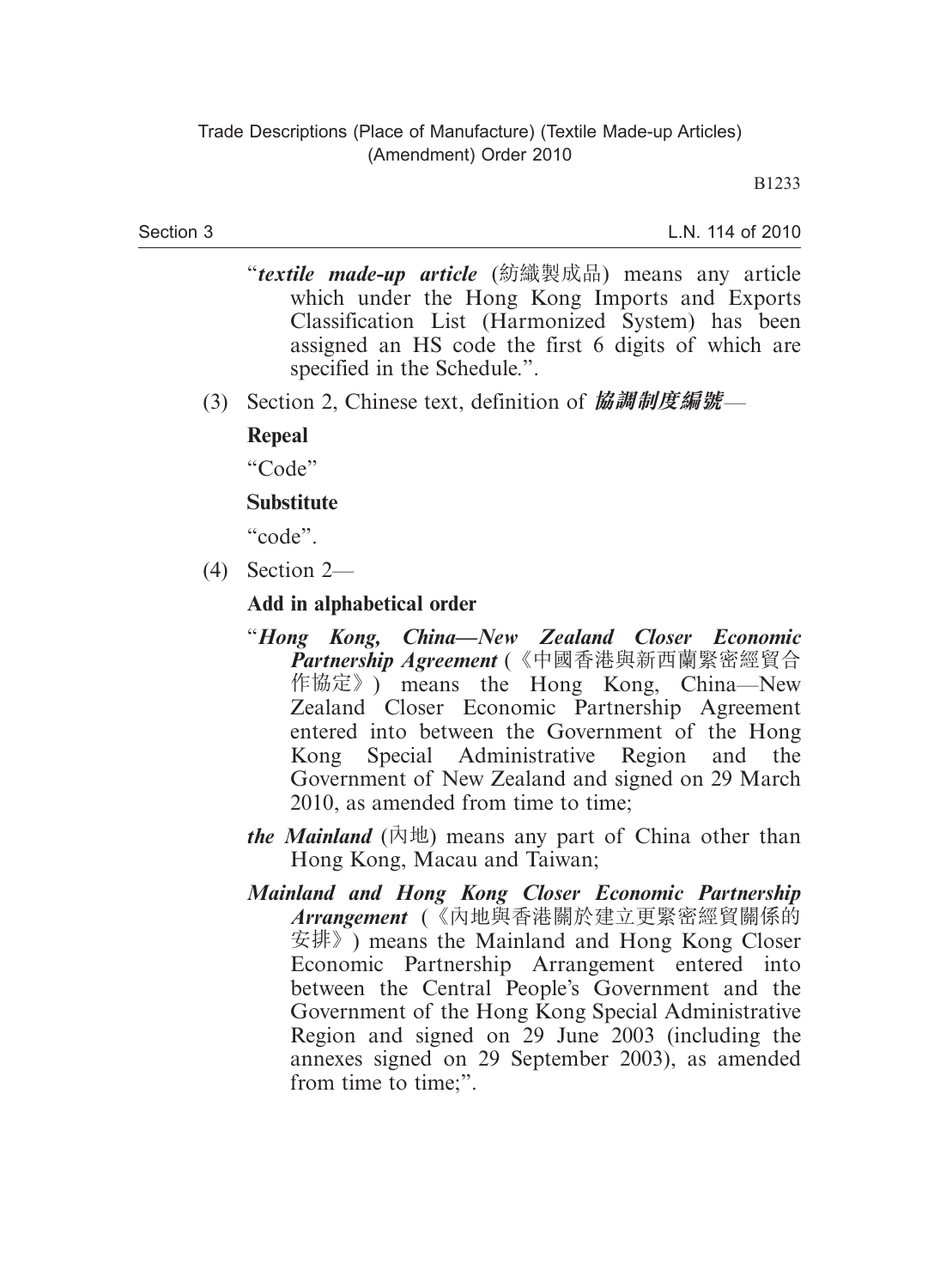"***textile made-up article*** (紡織製成品) means any article which under the Hong Kong Imports and Exports Classification List (Harmonized System) has been assigned an HS code the first 6 digits of which are specified in the Schedule.".

(3) Section 2, Chinese text, definition of ***協調制度編號***—

**Repeal**

"Code"

**Substitute**

"code".

(4) Section 2—

**Add in alphabetical order**

"***Hong Kong, China—New Zealand Closer Economic Partnership Agreement*** (《中國香港與新西蘭緊密經貿合作協定》) means the Hong Kong, China—New Zealand Closer Economic Partnership Agreement entered into between the Government of the Hong Kong Special Administrative Region and the Government of New Zealand and signed on 29 March 2010, as amended from time to time;

***the Mainland*** (內地) means any part of China other than Hong Kong, Macau and Taiwan;

***Mainland and Hong Kong Closer Economic Partnership Arrangement*** (《內地與香港關於建立更緊密經貿關係的安排》) means the Mainland and Hong Kong Closer Economic Partnership Arrangement entered into between the Central People's Government and the Government of the Hong Kong Special Administrative Region and signed on 29 June 2003 (including the annexes signed on 29 September 2003), as amended from time to time;".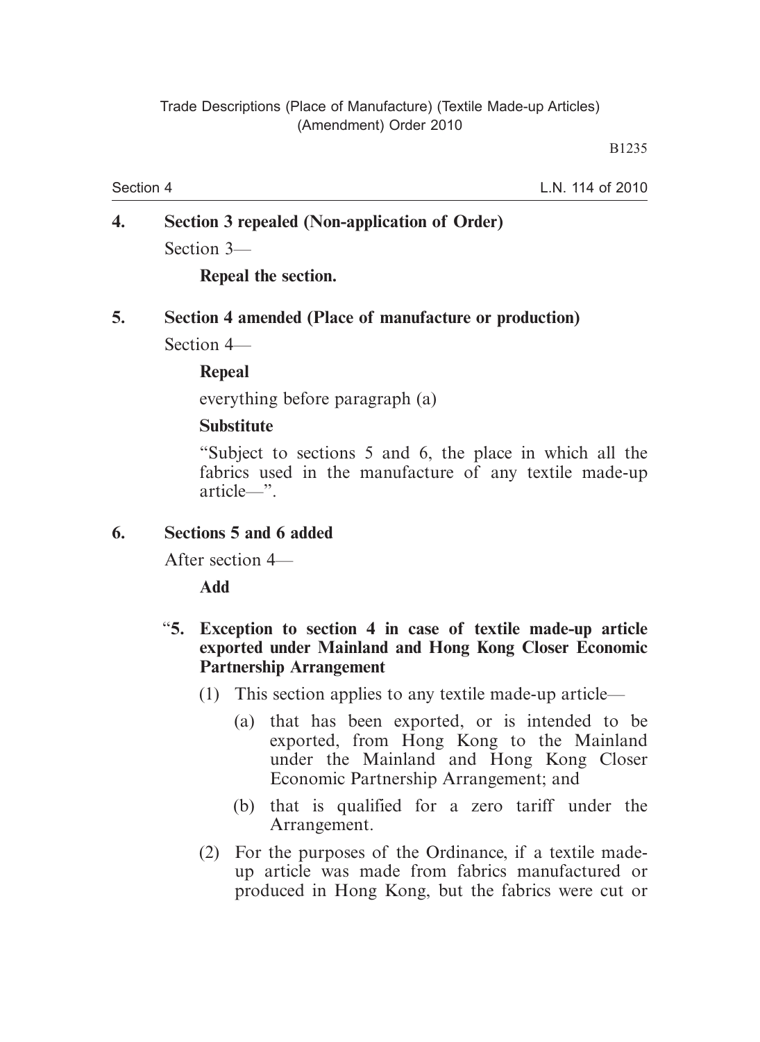**4. Section 3 repealed (Non-application of Order)**

Section 3—

**Repeal the section.**

**5. Section 4 amended (Place of manufacture or production)**

Section 4—

**Repeal**

everything before paragraph (a)

**Substitute**

"Subject to sections 5 and 6, the place in which all the fabrics used in the manufacture of any textile made-up article—".

**6. Sections 5 and 6 added**

After section 4—

**Add**

"**5. Exception to section 4 in case of textile made-up article exported under Mainland and Hong Kong Closer Economic Partnership Arrangement**

(1) This section applies to any textile made-up article—

(a) that has been exported, or is intended to be exported, from Hong Kong to the Mainland under the Mainland and Hong Kong Closer Economic Partnership Arrangement; and

(b) that is qualified for a zero tariff under the Arrangement.

(2) For the purposes of the Ordinance, if a textile made-up article was made from fabrics manufactured or produced in Hong Kong, but the fabrics were cut or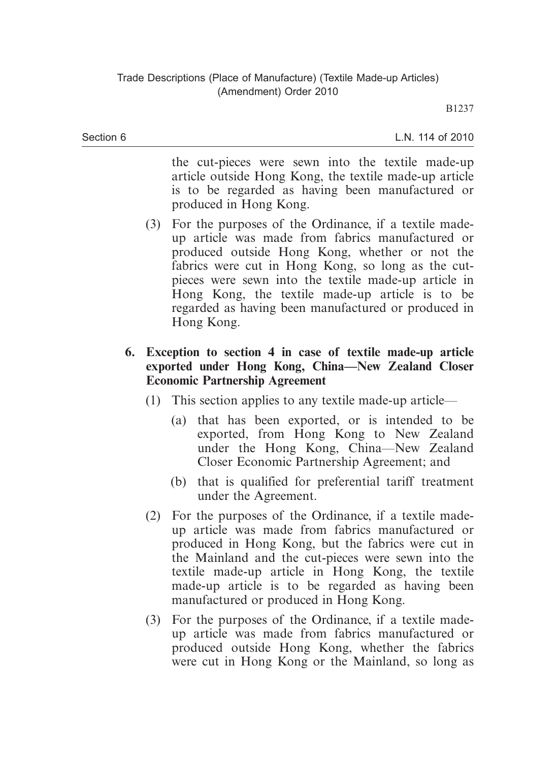the cut-pieces were sewn into the textile made-up article outside Hong Kong, the textile made-up article is to be regarded as having been manufactured or produced in Hong Kong.

(3) For the purposes of the Ordinance, if a textile made-up article was made from fabrics manufactured or produced outside Hong Kong, whether or not the fabrics were cut in Hong Kong, so long as the cut-pieces were sewn into the textile made-up article in Hong Kong, the textile made-up article is to be regarded as having been manufactured or produced in Hong Kong.

**6. Exception to section 4 in case of textile made-up article exported under Hong Kong, China—New Zealand Closer Economic Partnership Agreement**

(1) This section applies to any textile made-up article—

(a) that has been exported, or is intended to be exported, from Hong Kong to New Zealand under the Hong Kong, China—New Zealand Closer Economic Partnership Agreement; and

(b) that is qualified for preferential tariff treatment under the Agreement.

(2) For the purposes of the Ordinance, if a textile made-up article was made from fabrics manufactured or produced in Hong Kong, but the fabrics were cut in the Mainland and the cut-pieces were sewn into the textile made-up article in Hong Kong, the textile made-up article is to be regarded as having been manufactured or produced in Hong Kong.

(3) For the purposes of the Ordinance, if a textile made-up article was made from fabrics manufactured or produced outside Hong Kong, whether the fabrics were cut in Hong Kong or the Mainland, so long as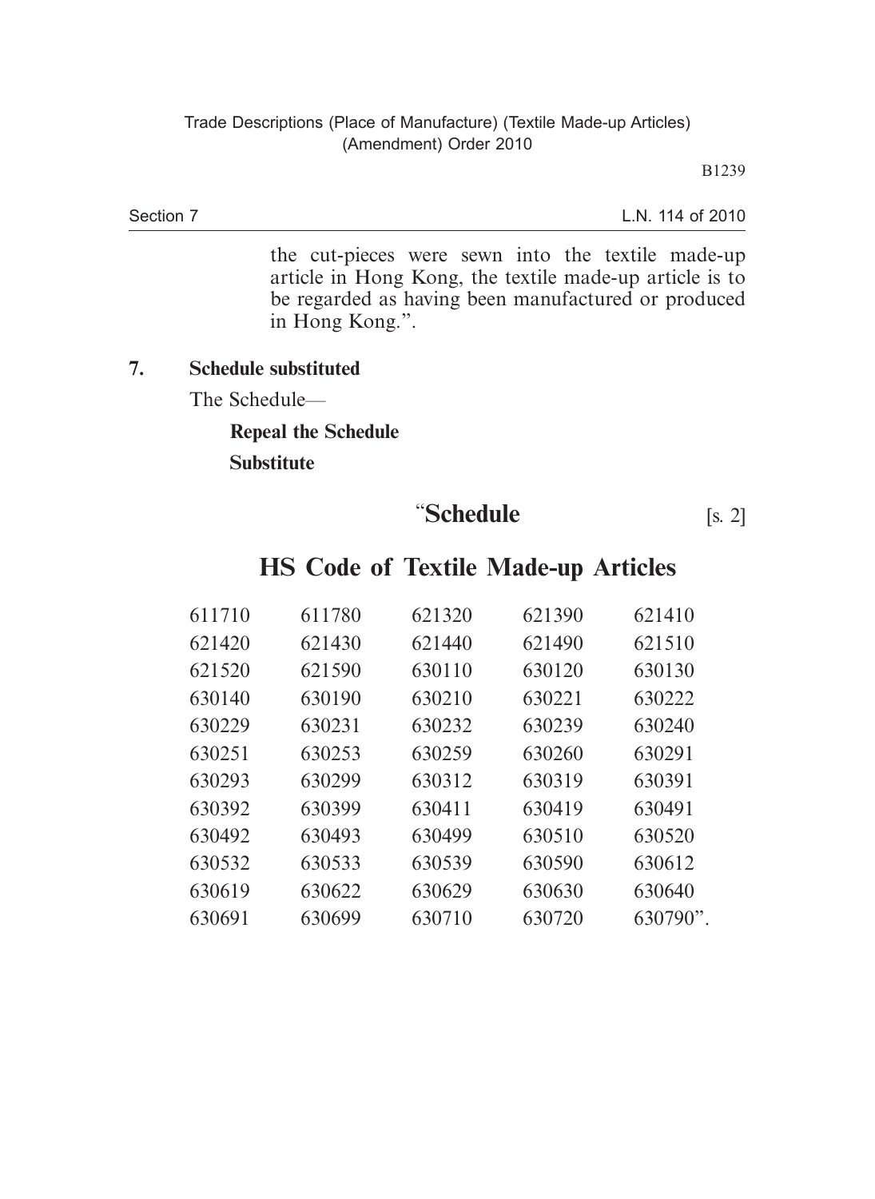the cut-pieces were sewn into the textile made-up article in Hong Kong, the textile made-up article is to be regarded as having been manufactured or produced in Hong Kong.".

**7. Schedule substituted**

The Schedule—

**Repeal the Schedule**

**Substitute**

# "**Schedule** [s. 2]

## HS Code of Textile Made-up Articles

| | | | | |
|---|---|---|---|---|
| 611710 | 611780 | 621320 | 621390 | 621410 |
| 621420 | 621430 | 621440 | 621490 | 621510 |
| 621520 | 621590 | 630110 | 630120 | 630130 |
| 630140 | 630190 | 630210 | 630221 | 630222 |
| 630229 | 630231 | 630232 | 630239 | 630240 |
| 630251 | 630253 | 630259 | 630260 | 630291 |
| 630293 | 630299 | 630312 | 630319 | 630391 |
| 630392 | 630399 | 630411 | 630419 | 630491 |
| 630492 | 630493 | 630499 | 630510 | 630520 |
| 630532 | 630533 | 630539 | 630590 | 630612 |
| 630619 | 630622 | 630629 | 630630 | 630640 |
| 630691 | 630699 | 630710 | 630720 | 630790". |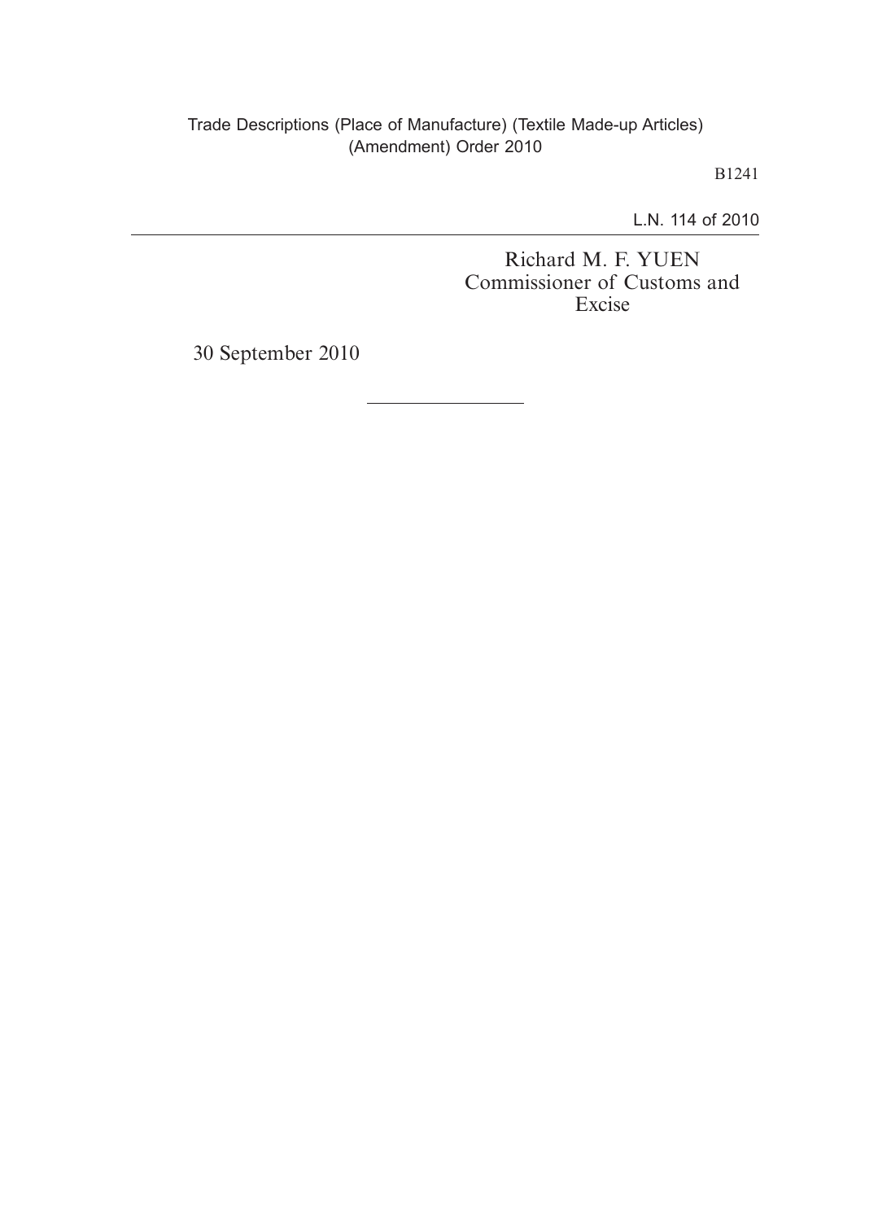Richard M. F. YUEN
Commissioner of Customs and Excise

30 September 2010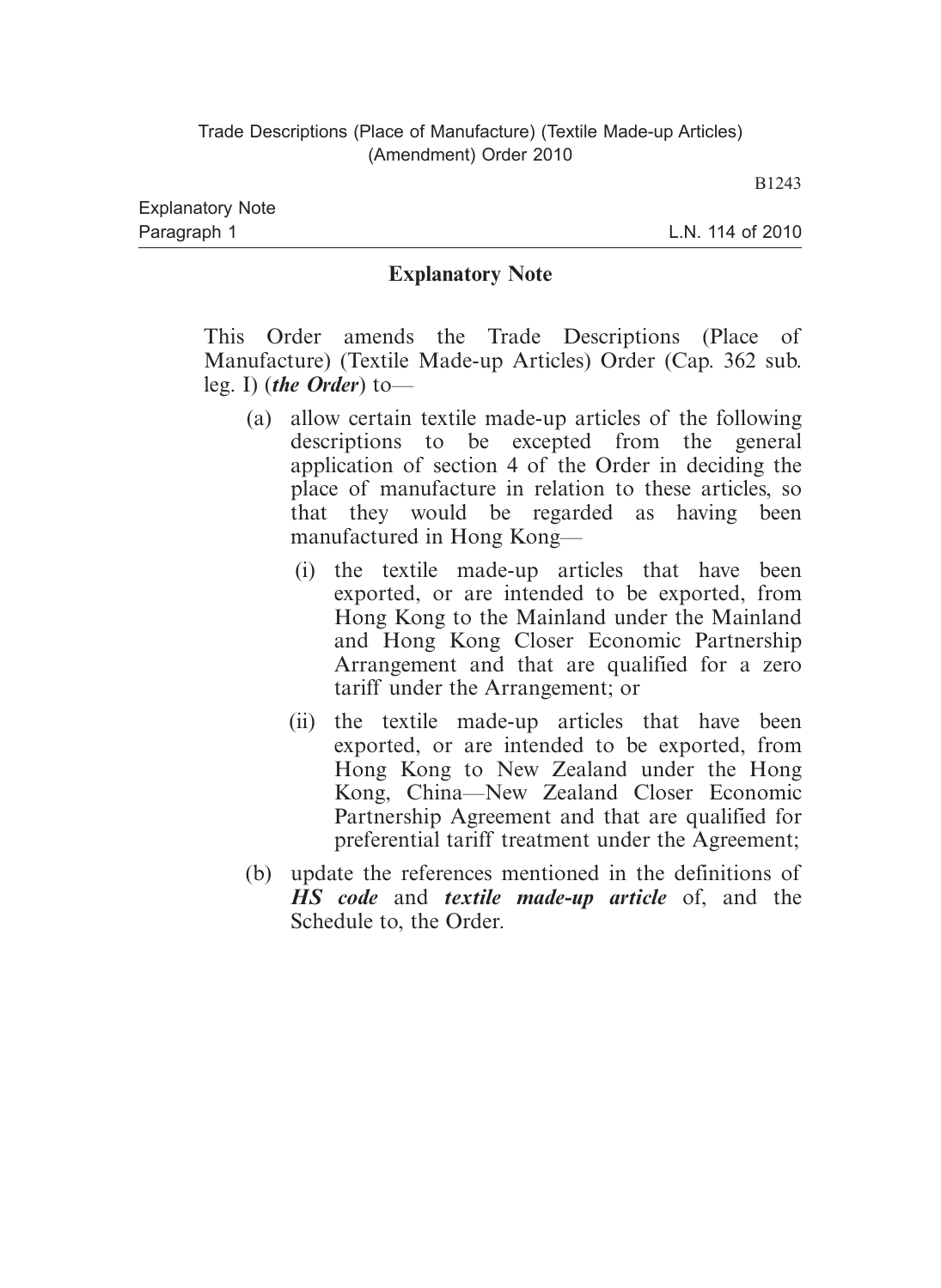## Explanatory Note

This Order amends the Trade Descriptions (Place of Manufacture) (Textile Made-up Articles) Order (Cap. 362 sub. leg. I) (***the Order***) to—

(a) allow certain textile made-up articles of the following descriptions to be excepted from the general application of section 4 of the Order in deciding the place of manufacture in relation to these articles, so that they would be regarded as having been manufactured in Hong Kong—

  (i) the textile made-up articles that have been exported, or are intended to be exported, from Hong Kong to the Mainland under the Mainland and Hong Kong Closer Economic Partnership Arrangement and that are qualified for a zero tariff under the Arrangement; or

  (ii) the textile made-up articles that have been exported, or are intended to be exported, from Hong Kong to New Zealand under the Hong Kong, China—New Zealand Closer Economic Partnership Agreement and that are qualified for preferential tariff treatment under the Agreement;

(b) update the references mentioned in the definitions of ***HS code*** and ***textile made-up article*** of, and the Schedule to, the Order.